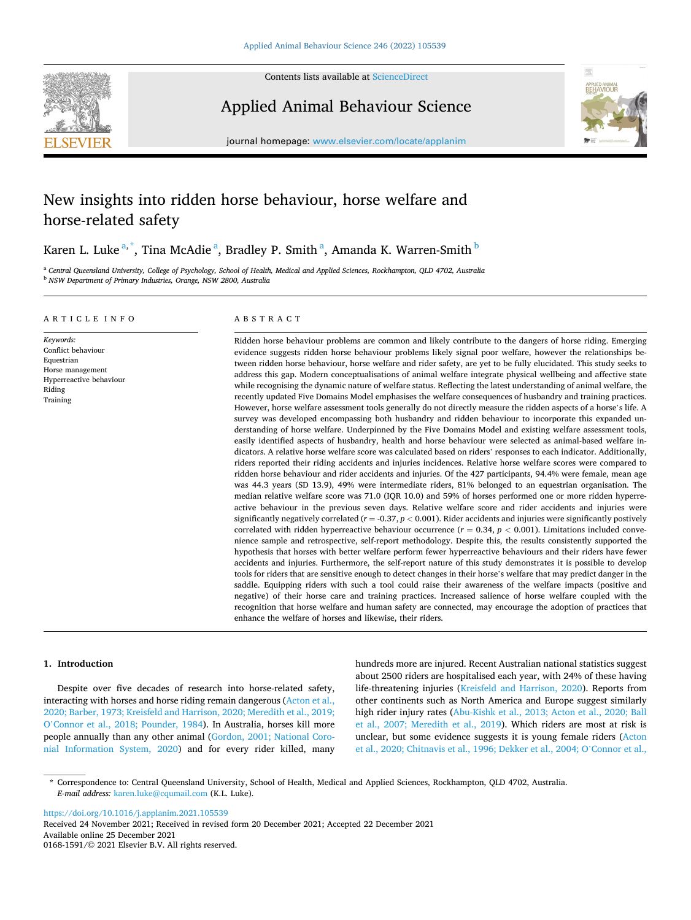# New insights into ridden horse behaviour, horse welfare and horse-related safety

Karen L. Luke [a,*], Tina McAdie [a], Bradley P. Smith [a], Amanda K. Warren-Smith [b]

[a] Central Queensland University, College of Psychology, School of Health, Medical and Applied Sciences, Rockhampton, QLD 4702, Australia

[b] NSW Department of Primary Industries, Orange, NSW 2800, Australia

## ARTICLE INFO

*Keywords:*
Conflict behaviour
Equestrian
Horse management
Hyperreactive behaviour
Riding
Training

## ABSTRACT

Ridden horse behaviour problems are common and likely contribute to the dangers of horse riding. Emerging evidence suggests ridden horse behaviour problems likely signal poor welfare, however the relationships between ridden horse behaviour, horse welfare and rider safety, are yet to be fully elucidated. This study seeks to address this gap. Modern conceptualisations of animal welfare integrate physical wellbeing and affective state while recognising the dynamic nature of welfare status. Reflecting the latest understanding of animal welfare, the recently updated Five Domains Model emphasises the welfare consequences of husbandry and training practices. However, horse welfare assessment tools generally do not directly measure the ridden aspects of a horse's life. A survey was developed encompassing both husbandry and ridden behaviour to incorporate this expanded understanding of horse welfare. Underpinned by the Five Domains Model and existing welfare assessment tools, easily identified aspects of husbandry, health and horse behaviour were selected as animal-based welfare indicators. A relative horse welfare score was calculated based on riders' responses to each indicator. Additionally, riders reported their riding accidents and injuries incidences. Relative horse welfare scores were compared to ridden horse behaviour and rider accidents and injuries. Of the 427 participants, 94.4% were female, mean age was 44.3 years (SD 13.9), 49% were intermediate riders, 81% belonged to an equestrian organisation. The median relative welfare score was 71.0 (IQR 10.0) and 59% of horses performed one or more ridden hyperreactive behaviour in the previous seven days. Relative welfare score and rider accidents and injuries were significantly negatively correlated ($r = -0.37$, $p < 0.001$). Rider accidents and injuries were significantly postively correlated with ridden hyperreactive behaviour occurrence ($r = 0.34$, $p < 0.001$). Limitations included convenience sample and retrospective, self-report methodology. Despite this, the results consistently supported the hypothesis that horses with better welfare perform fewer hyperreactive behaviours and their riders have fewer accidents and injuries. Furthermore, the self-report nature of this study demonstrates it is possible to develop tools for riders that are sensitive enough to detect changes in their horse's welfare that may predict danger in the saddle. Equipping riders with such a tool could raise their awareness of the welfare impacts (positive and negative) of their horse care and training practices. Increased salience of horse welfare coupled with the recognition that horse welfare and human safety are connected, may encourage the adoption of practices that enhance the welfare of horses and likewise, their riders.

## 1. Introduction

Despite over five decades of research into horse-related safety, interacting with horses and horse riding remain dangerous (Acton et al., 2020; Barber, 1973; Kreisfeld and Harrison, 2020; Meredith et al., 2019; O'Connor et al., 2018; Pounder, 1984). In Australia, horses kill more people annually than any other animal (Gordon, 2001; National Coronial Information System, 2020) and for every rider killed, many hundreds more are injured. Recent Australian national statistics suggest about 2500 riders are hospitalised each year, with 24% of these having life-threatening injuries (Kreisfeld and Harrison, 2020). Reports from other continents such as North America and Europe suggest similarly high rider injury rates (Abu-Kishk et al., 2013; Acton et al., 2020; Ball et al., 2007; Meredith et al., 2019). Which riders are most at risk is unclear, but some evidence suggests it is young female riders (Acton et al., 2020; Chitnavis et al., 1996; Dekker et al., 2004; O'Connor et al.,

\* Correspondence to: Central Queensland University, School of Health, Medical and Applied Sciences, Rockhampton, QLD 4702, Australia.
*E-mail address:* karen.luke@cqumail.com (K.L. Luke).

https://doi.org/10.1016/j.applanim.2021.105539
Received 24 November 2021; Received in revised form 20 December 2021; Accepted 22 December 2021
Available online 25 December 2021
0168-1591/© 2021 Elsevier B.V. All rights reserved.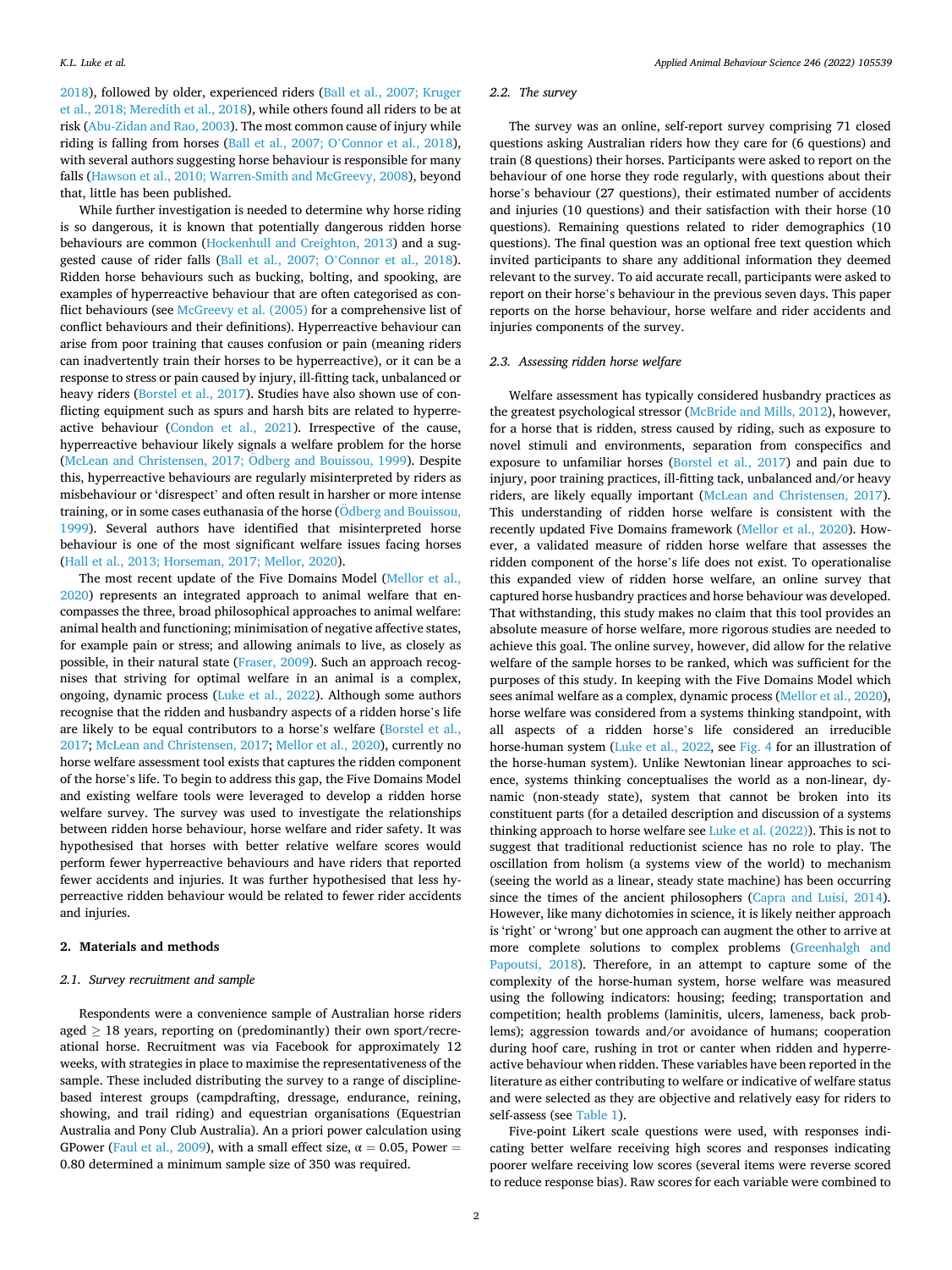2018), followed by older, experienced riders (Ball et al., 2007; Kruger et al., 2018; Meredith et al., 2018), while others found all riders to be at risk (Abu-Zidan and Rao, 2003). The most common cause of injury while riding is falling from horses (Ball et al., 2007; O'Connor et al., 2018), with several authors suggesting horse behaviour is responsible for many falls (Hawson et al., 2010; Warren-Smith and McGreevy, 2008), beyond that, little has been published.

While further investigation is needed to determine why horse riding is so dangerous, it is known that potentially dangerous ridden horse behaviours are common (Hockenhull and Creighton, 2013) and a suggested cause of rider falls (Ball et al., 2007; O'Connor et al., 2018). Ridden horse behaviours such as bucking, bolting, and spooking, are examples of hyperreactive behaviour that are often categorised as conflict behaviours (see McGreevy et al. (2005) for a comprehensive list of conflict behaviours and their definitions). Hyperreactive behaviour can arise from poor training that causes confusion or pain (meaning riders can inadvertently train their horses to be hyperreactive), or it can be a response to stress or pain caused by injury, ill-fitting tack, unbalanced or heavy riders (Borstel et al., 2017). Studies have also shown use of conflicting equipment such as spurs and harsh bits are related to hyperreactive behaviour (Condon et al., 2021). Irrespective of the cause, hyperreactive behaviour likely signals a welfare problem for the horse (McLean and Christensen, 2017; Ödberg and Bouissou, 1999). Despite this, hyperreactive behaviours are regularly misinterpreted by riders as misbehaviour or 'disrespect' and often result in harsher or more intense training, or in some cases euthanasia of the horse (Ödberg and Bouissou, 1999). Several authors have identified that misinterpreted horse behaviour is one of the most significant welfare issues facing horses (Hall et al., 2013; Horseman, 2017; Mellor, 2020).

The most recent update of the Five Domains Model (Mellor et al., 2020) represents an integrated approach to animal welfare that encompasses the three, broad philosophical approaches to animal welfare: animal health and functioning; minimisation of negative affective states, for example pain or stress; and allowing animals to live, as closely as possible, in their natural state (Fraser, 2009). Such an approach recognises that striving for optimal welfare in an animal is a complex, ongoing, dynamic process (Luke et al., 2022). Although some authors recognise that the ridden and husbandry aspects of a ridden horse's life are likely to be equal contributors to a horse's welfare (Borstel et al., 2017; McLean and Christensen, 2017; Mellor et al., 2020), currently no horse welfare assessment tool exists that captures the ridden component of the horse's life. To begin to address this gap, the Five Domains Model and existing welfare tools were leveraged to develop a ridden horse welfare survey. The survey was used to investigate the relationships between ridden horse behaviour, horse welfare and rider safety. It was hypothesised that horses with better relative welfare scores would perform fewer hyperreactive behaviours and have riders that reported fewer accidents and injuries. It was further hypothesised that less hyperreactive ridden behaviour would be related to fewer rider accidents and injuries.

## 2. Materials and methods

### 2.1. Survey recruitment and sample

Respondents were a convenience sample of Australian horse riders aged ≥ 18 years, reporting on (predominantly) their own sport/recreational horse. Recruitment was via Facebook for approximately 12 weeks, with strategies in place to maximise the representativeness of the sample. These included distributing the survey to a range of discipline-based interest groups (campdrafting, dressage, endurance, reining, showing, and trail riding) and equestrian organisations (Equestrian Australia and Pony Club Australia). An a priori power calculation using GPower (Faul et al., 2009), with a small effect size, $\alpha = 0.05$, Power = 0.80 determined a minimum sample size of 350 was required.

### 2.2. The survey

The survey was an online, self-report survey comprising 71 closed questions asking Australian riders how they care for (6 questions) and train (8 questions) their horses. Participants were asked to report on the behaviour of one horse they rode regularly, with questions about their horse's behaviour (27 questions), their estimated number of accidents and injuries (10 questions) and their satisfaction with their horse (10 questions). Remaining questions related to rider demographics (10 questions). The final question was an optional free text question which invited participants to share any additional information they deemed relevant to the survey. To aid accurate recall, participants were asked to report on their horse's behaviour in the previous seven days. This paper reports on the horse behaviour, horse welfare and rider accidents and injuries components of the survey.

### 2.3. Assessing ridden horse welfare

Welfare assessment has typically considered husbandry practices as the greatest psychological stressor (McBride and Mills, 2012), however, for a horse that is ridden, stress caused by riding, such as exposure to novel stimuli and environments, separation from conspecifics and exposure to unfamiliar horses (Borstel et al., 2017) and pain due to injury, poor training practices, ill-fitting tack, unbalanced and/or heavy riders, are likely equally important (McLean and Christensen, 2017). This understanding of ridden horse welfare is consistent with the recently updated Five Domains framework (Mellor et al., 2020). However, a validated measure of ridden horse welfare that assesses the ridden component of the horse's life does not exist. To operationalise this expanded view of ridden horse welfare, an online survey that captured horse husbandry practices and horse behaviour was developed. That withstanding, this study makes no claim that this tool provides an absolute measure of horse welfare, more rigorous studies are needed to achieve this goal. The online survey, however, did allow for the relative welfare of the sample horses to be ranked, which was sufficient for the purposes of this study. In keeping with the Five Domains Model which sees animal welfare as a complex, dynamic process (Mellor et al., 2020), horse welfare was considered from a systems thinking standpoint, with all aspects of a ridden horse's life considered an irreducible horse-human system (Luke et al., 2022, see Fig. 4 for an illustration of the horse-human system). Unlike Newtonian linear approaches to science, systems thinking conceptualises the world as a non-linear, dynamic (non-steady state), system that cannot be broken into its constituent parts (for a detailed description and discussion of a systems thinking approach to horse welfare see Luke et al. (2022)). This is not to suggest that traditional reductionist science has no role to play. The oscillation from holism (a systems view of the world) to mechanism (seeing the world as a linear, steady state machine) has been occurring since the times of the ancient philosophers (Capra and Luisi, 2014). However, like many dichotomies in science, it is likely neither approach is 'right' or 'wrong' but one approach can augment the other to arrive at more complete solutions to complex problems (Greenhalgh and Papoutsi, 2018). Therefore, in an attempt to capture some of the complexity of the horse-human system, horse welfare was measured using the following indicators: housing; feeding; transportation and competition; health problems (laminitis, ulcers, lameness, back problems); aggression towards and/or avoidance of humans; cooperation during hoof care, rushing in trot or canter when ridden and hyperreactive behaviour when ridden. These variables have been reported in the literature as either contributing to welfare or indicative of welfare status and were selected as they are objective and relatively easy for riders to self-assess (see Table 1).

Five-point Likert scale questions were used, with responses indicating better welfare receiving high scores and responses indicating poorer welfare receiving low scores (several items were reverse scored to reduce response bias). Raw scores for each variable were combined to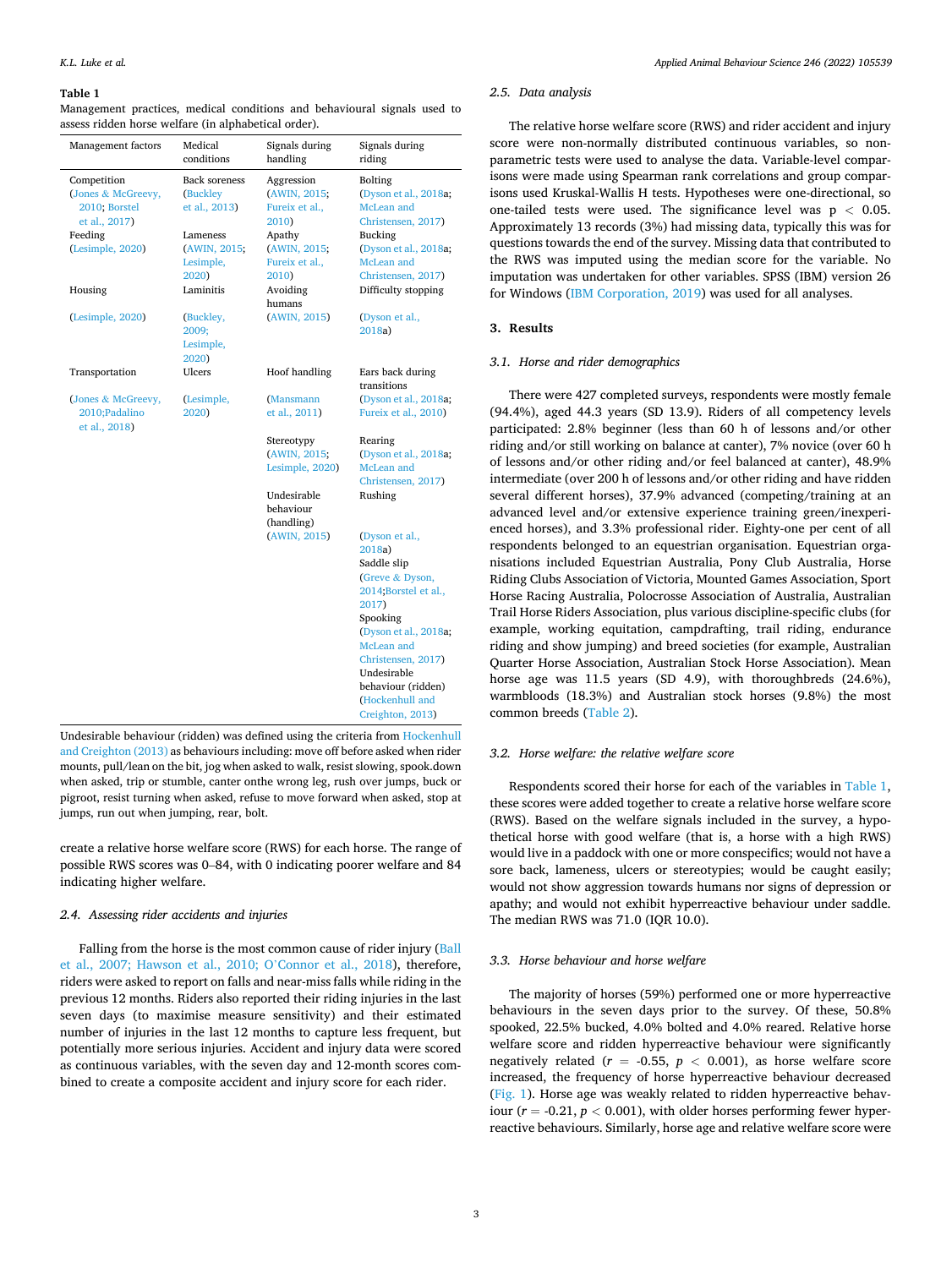**Table 1**
Management practices, medical conditions and behavioural signals used to assess ridden horse welfare (in alphabetical order).

| Management factors | Medical conditions | Signals during handling | Signals during riding |
|---|---|---|---|
| Competition (Jones & McGreevy, 2010; Borstel et al., 2017) | Back soreness (Buckley et al., 2013) | Aggression (AWIN, 2015; Fureix et al., 2010) | Bolting (Dyson et al., 2018a; McLean and Christensen, 2017) |
| Feeding (Lesimple, 2020) | Lameness (AWIN, 2015; Lesimple, 2020) | Apathy (AWIN, 2015; Fureix et al., 2010) | Bucking (Dyson et al., 2018a; McLean and Christensen, 2017) |
| Housing (Lesimple, 2020) | Laminitis (Buckley, 2009; Lesimple, 2020) | Avoiding humans (AWIN, 2015) | Difficulty stopping (Dyson et al., 2018a) |
| Transportation (Jones & McGreevy, 2010;Padalino et al., 2018) | Ulcers (Lesimple, 2020) | Hoof handling (Mansmann et al., 2011) | Ears back during transitions (Dyson et al., 2018a; Fureix et al., 2010) |
| | | Stereotypy (AWIN, 2015; Lesimple, 2020) | Rearing (Dyson et al., 2018a; McLean and Christensen, 2017) |
| | | Undesirable behaviour (handling) (AWIN, 2015) | Rushing (Dyson et al., 2018a) |
| | | | Saddle slip (Greve & Dyson, 2014;Borstel et al., 2017) |
| | | | Spooking (Dyson et al., 2018a; McLean and Christensen, 2017) |
| | | | Undesirable behaviour (ridden) (Hockenhull and Creighton, 2013) |

Undesirable behaviour (ridden) was defined using the criteria from Hockenhull and Creighton (2013) as behaviours including: move off before asked when rider mounts, pull/lean on the bit, jog when asked to walk, resist slowing, spook.down when asked, trip or stumble, canter onthe wrong leg, rush over jumps, buck or pigroot, resist turning when asked, refuse to move forward when asked, stop at jumps, run out when jumping, rear, bolt.

create a relative horse welfare score (RWS) for each horse. The range of possible RWS scores was 0–84, with 0 indicating poorer welfare and 84 indicating higher welfare.

### 2.4. Assessing rider accidents and injuries

Falling from the horse is the most common cause of rider injury (Ball et al., 2007; Hawson et al., 2010; O'Connor et al., 2018), therefore, riders were asked to report on falls and near-miss falls while riding in the previous 12 months. Riders also reported their riding injuries in the last seven days (to maximise measure sensitivity) and their estimated number of injuries in the last 12 months to capture less frequent, but potentially more serious injuries. Accident and injury data were scored as continuous variables, with the seven day and 12-month scores combined to create a composite accident and injury score for each rider.

### 2.5. Data analysis

The relative horse welfare score (RWS) and rider accident and injury score were non-normally distributed continuous variables, so non-parametric tests were used to analyse the data. Variable-level comparisons were made using Spearman rank correlations and group comparisons used Kruskal-Wallis H tests. Hypotheses were one-directional, so one-tailed tests were used. The significance level was $p < 0.05$. Approximately 13 records (3%) had missing data, typically this was for questions towards the end of the survey. Missing data that contributed to the RWS was imputed using the median score for the variable. No imputation was undertaken for other variables. SPSS (IBM) version 26 for Windows (IBM Corporation, 2019) was used for all analyses.

## 3. Results

### 3.1. Horse and rider demographics

There were 427 completed surveys, respondents were mostly female (94.4%), aged 44.3 years (SD 13.9). Riders of all competency levels participated: 2.8% beginner (less than 60 h of lessons and/or other riding and/or still working on balance at canter), 7% novice (over 60 h of lessons and/or other riding and/or feel balanced at canter), 48.9% intermediate (over 200 h of lessons and/or other riding and have ridden several different horses), 37.9% advanced (competing/training at an advanced level and/or extensive experience training green/inexperienced horses), and 3.3% professional rider. Eighty-one per cent of all respondents belonged to an equestrian organisation. Equestrian organisations included Equestrian Australia, Pony Club Australia, Horse Riding Clubs Association of Victoria, Mounted Games Association, Sport Horse Racing Australia, Polocrosse Association of Australia, Australian Trail Horse Riders Association, plus various discipline-specific clubs (for example, working equitation, campdrafting, trail riding, endurance riding and show jumping) and breed societies (for example, Australian Quarter Horse Association, Australian Stock Horse Association). Mean horse age was 11.5 years (SD 4.9), with thoroughbreds (24.6%), warmbloods (18.3%) and Australian stock horses (9.8%) the most common breeds (Table 2).

### 3.2. Horse welfare: the relative welfare score

Respondents scored their horse for each of the variables in Table 1, these scores were added together to create a relative horse welfare score (RWS). Based on the welfare signals included in the survey, a hypothetical horse with good welfare (that is, a horse with a high RWS) would live in a paddock with one or more conspecifics; would not have a sore back, lameness, ulcers or stereotypies; would be caught easily; would not show aggression towards humans nor signs of depression or apathy; and would not exhibit hyperreactive behaviour under saddle. The median RWS was 71.0 (IQR 10.0).

### 3.3. Horse behaviour and horse welfare

The majority of horses (59%) performed one or more hyperreactive behaviours in the seven days prior to the survey. Of these, 50.8% spooked, 22.5% bucked, 4.0% bolted and 4.0% reared. Relative horse welfare score and ridden hyperreactive behaviour were significantly negatively related ($r$ = -0.55, $p < 0.001$), as horse welfare score increased, the frequency of horse hyperreactive behaviour decreased (Fig. 1). Horse age was weakly related to ridden hyperreactive behaviour ($r$ = -0.21, $p < 0.001$), with older horses performing fewer hyperreactive behaviours. Similarly, horse age and relative welfare score were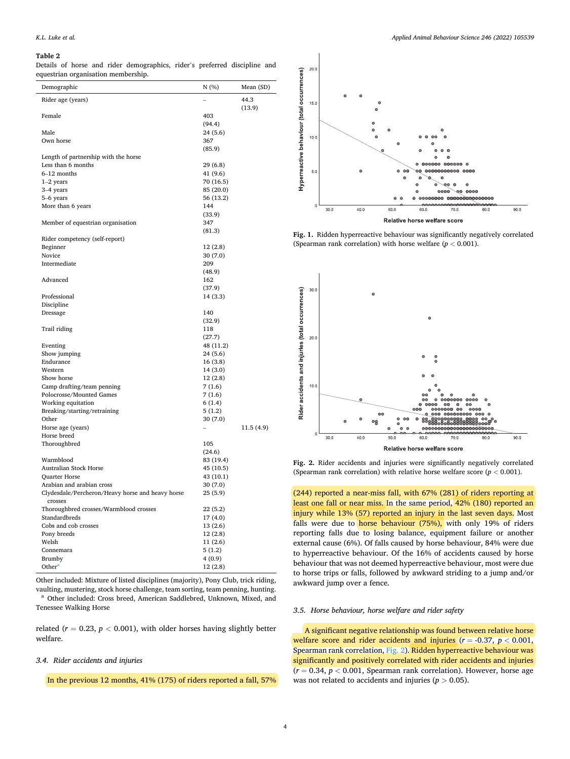**Table 2**
Details of horse and rider demographics, rider's preferred discipline and equestrian organisation membership.

| Demographic | N (%) | Mean (SD) |
|---|---|---|
| Rider age (years) | – | 44.3 (13.9) |
| Female | 403 (94.4) | |
| Male | 24 (5.6) | |
| Own horse | 367 (85.9) | |
| Length of partnership with the horse | | |
| Less than 6 months | 29 (6.8) | |
| 6–12 months | 41 (9.6) | |
| 1–2 years | 70 (16.5) | |
| 3–4 years | 85 (20.0) | |
| 5–6 years | 56 (13.2) | |
| More than 6 years | 144 (33.9) | |
| Member of equestrian organisation | 347 (81.3) | |
| Rider competency (self-report) | | |
| Beginner | 12 (2.8) | |
| Novice | 30 (7.0) | |
| Intermediate | 209 (48.9) | |
| Advanced | 162 (37.9) | |
| Professional | 14 (3.3) | |
| Discipline | | |
| Dressage | 140 (32.9) | |
| Trail riding | 118 (27.7) | |
| Eventing | 48 (11.2) | |
| Show jumping | 24 (5.6) | |
| Endurance | 16 (3.8) | |
| Western | 14 (3.0) | |
| Show horse | 12 (2.8) | |
| Camp drafting/team penning | 7 (1.6) | |
| Polocrosse/Mounted Games | 7 (1.6) | |
| Working equitation | 6 (1.4) | |
| Breaking/starting/retraining | 5 (1.2) | |
| Other | 30 (7.0) | |
| Horse age (years) | – | 11.5 (4.9) |
| Horse breed | | |
| Thoroughbred | 105 (24.6) | |
| Warmblood | 83 (19.4) | |
| Australian Stock Horse | 45 (10.5) | |
| Quarter Horse | 43 (10.1) | |
| Arabian and arabian cross | 30 (7.0) | |
| Clydesdale/Percheron/Heavy horse and heavy horse crosses | 25 (5.9) | |
| Thoroughbred crosses/Warmblood crosses | 22 (5.2) | |
| Standardbreds | 17 (4.0) | |
| Cobs and cob crosses | 13 (2.6) | |
| Pony breeds | 12 (2.8) | |
| Welsh | 11 (2.6) | |
| Connemara | 5 (1.2) | |
| Brumby | 4 (0.9) | |
| Other[a] | 12 (2.8) | |

Other included: Mixture of listed disciplines (majority), Pony Club, trick riding, vaulting, mustering, stock horse challenge, team sorting, team penning, hunting.
[a] Other included: Cross breed, American Saddlebred, Unknown, Mixed, and Tenessee Walking Horse

related ($r = 0.23$, $p < 0.001$), with older horses having slightly better welfare.

### 3.4. Rider accidents and injuries

In the previous 12 months, 41% (175) of riders reported a fall, 57% (244) reported a near-miss fall, with 67% (281) of riders reporting at least one fall or near miss. In the same period, 42% (180) reported an injury while 13% (57) reported an injury in the last seven days. Most falls were due to horse behaviour (75%), with only 19% of riders reporting falls due to losing balance, equipment failure or another external cause (6%). Of falls caused by horse behaviour, 84% were due to hyperreactive behaviour. Of the 16% of accidents caused by horse behaviour that was not deemed hyperreactive behaviour, most were due to horse trips or falls, followed by awkward striding to a jump and/or awkward jump over a fence.

Fig. 1. Ridden hyperreactive behaviour was significantly negatively correlated (Spearman rank correlation) with horse welfare ($p < 0.001$).

Fig. 2. Rider accidents and injuries were significantly negatively correlated (Spearman rank correlation) with relative horse welfare score ($p < 0.001$).

### 3.5. Horse behaviour, horse welfare and rider safety

A significant negative relationship was found between relative horse welfare score and rider accidents and injuries ($r = -0.37$, $p < 0.001$, Spearman rank correlation, Fig. 2). Ridden hyperreactive behaviour was significantly and positively correlated with rider accidents and injuries ($r = 0.34$, $p < 0.001$, Spearman rank correlation). However, horse age was not related to accidents and injuries ($p > 0.05$).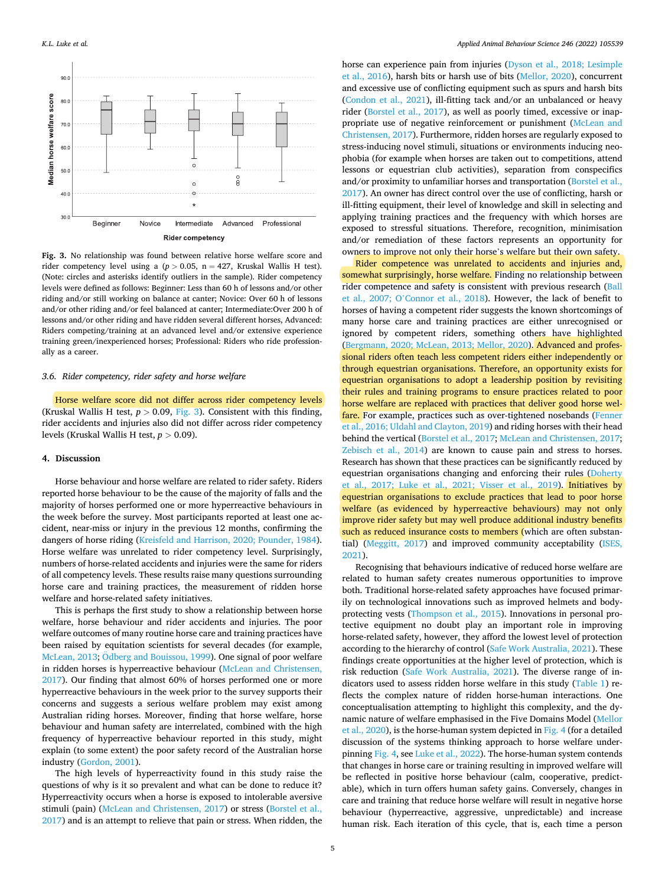Fig. 3. No relationship was found between relative horse welfare score and rider competency level using a ($p > 0.05$, $n = 427$, Kruskal Wallis H test). (Note: circles and asterisks identify outliers in the sample). Rider competency levels were defined as follows: Beginner: Less than 60 h of lessons and/or other riding and/or still working on balance at canter; Novice: Over 60 h of lessons and/or other riding and/or feel balanced at canter; Intermediate:Over 200 h of lessons and/or other riding and have ridden several different horses, Advanced: Riders competing/training at an advanced level and/or extensive experience training green/inexperienced horses; Professional: Riders who ride professionally as a career.

### 3.6. Rider competency, rider safety and horse welfare

Horse welfare score did not differ across rider competency levels (Kruskal Wallis H test, $p > 0.09$, Fig. 3). Consistent with this finding, rider accidents and injuries also did not differ across rider competency levels (Kruskal Wallis H test, $p > 0.09$).

## 4. Discussion

Horse behaviour and horse welfare are related to rider safety. Riders reported horse behaviour to be the cause of the majority of falls and the majority of horses performed one or more hyperreactive behaviours in the week before the survey. Most participants reported at least one accident, near-miss or injury in the previous 12 months, confirming the dangers of horse riding (Kreisfeld and Harrison, 2020; Pounder, 1984). Horse welfare was unrelated to rider competency level. Surprisingly, numbers of horse-related accidents and injuries were the same for riders of all competency levels. These results raise many questions surrounding horse care and training practices, the measurement of ridden horse welfare and horse-related safety initiatives.

This is perhaps the first study to show a relationship between horse welfare, horse behaviour and rider accidents and injuries. The poor welfare outcomes of many routine horse care and training practices have been raised by equitation scientists for several decades (for example, McLean, 2013; Ödberg and Bouissou, 1999). One signal of poor welfare in ridden horses is hyperreactive behaviour (McLean and Christensen, 2017). Our finding that almost 60% of horses performed one or more hyperreactive behaviours in the week prior to the survey supports their concerns and suggests a serious welfare problem may exist among Australian riding horses. Moreover, finding that horse welfare, horse behaviour and human safety are interrelated, combined with the high frequency of hyperreactive behaviour reported in this study, might explain (to some extent) the poor safety record of the Australian horse industry (Gordon, 2001).

The high levels of hyperreactivity found in this study raise the questions of why is it so prevalent and what can be done to reduce it? Hyperreactivity occurs when a horse is exposed to intolerable aversive stimuli (pain) (McLean and Christensen, 2017) or stress (Borstel et al., 2017) and is an attempt to relieve that pain or stress. When ridden, the horse can experience pain from injuries (Dyson et al., 2018; Lesimple et al., 2016), harsh bits or harsh use of bits (Mellor, 2020), concurrent and excessive use of conflicting equipment such as spurs and harsh bits (Condon et al., 2021), ill-fitting tack and/or an unbalanced or heavy rider (Borstel et al., 2017), as well as poorly timed, excessive or inappropriate use of negative reinforcement or punishment (McLean and Christensen, 2017). Furthermore, ridden horses are regularly exposed to stress-inducing novel stimuli, situations or environments inducing neophobia (for example when horses are taken out to competitions, attend lessons or equestrian club activities), separation from conspecifics and/or proximity to unfamiliar horses and transportation (Borstel et al., 2017). An owner has direct control over the use of conflicting, harsh or ill-fitting equipment, their level of knowledge and skill in selecting and applying training practices and the frequency with which horses are exposed to stressful situations. Therefore, recognition, minimisation and/or remediation of these factors represents an opportunity for owners to improve not only their horse's welfare but their own safety.

Rider competence was unrelated to accidents and injuries and, somewhat surprisingly, horse welfare. Finding no relationship between rider competence and safety is consistent with previous research (Ball et al., 2007; O'Connor et al., 2018). However, the lack of benefit to horses of having a competent rider suggests the known shortcomings of many horse care and training practices are either unrecognised or ignored by competent riders, something others have highlighted (Bergmann, 2020; McLean, 2013; Mellor, 2020). Advanced and professional riders often teach less competent riders either independently or through equestrian organisations. Therefore, an opportunity exists for equestrian organisations to adopt a leadership position by revisiting their rules and training programs to ensure practices related to poor horse welfare are replaced with practices that deliver good horse welfare. For example, practices such as over-tightened nosebands (Fenner et al., 2016; Uldahl and Clayton, 2019) and riding horses with their head behind the vertical (Borstel et al., 2017; McLean and Christensen, 2017; Zebisch et al., 2014) are known to cause pain and stress to horses. Research has shown that these practices can be significantly reduced by equestrian organisations changing and enforcing their rules (Doherty et al., 2017; Luke et al., 2021; Visser et al., 2019). Initiatives by equestrian organisations to exclude practices that lead to poor horse welfare (as evidenced by hyperreactive behaviours) may not only improve rider safety but may well produce additional industry benefits such as reduced insurance costs to members (which are often substantial) (Meggitt, 2017) and improved community acceptability (ISES, 2021).

Recognising that behaviours indicative of reduced horse welfare are related to human safety creates numerous opportunities to improve both. Traditional horse-related safety approaches have focused primarily on technological innovations such as improved helmets and body-protecting vests (Thompson et al., 2015). Innovations in personal protective equipment no doubt play an important role in improving horse-related safety, however, they afford the lowest level of protection according to the hierarchy of control (Safe Work Australia, 2021). These findings create opportunities at the higher level of protection, which is risk reduction (Safe Work Australia, 2021). The diverse range of indicators used to assess ridden horse welfare in this study (Table 1) reflects the complex nature of ridden horse-human interactions. One conceptualisation attempting to highlight this complexity, and the dynamic nature of welfare emphasised in the Five Domains Model (Mellor et al., 2020), is the horse-human system depicted in Fig. 4 (for a detailed discussion of the systems thinking approach to horse welfare underpinning Fig. 4, see Luke et al., 2022). The horse-human system contends that changes in horse care or training resulting in improved welfare will be reflected in positive horse behaviour (calm, cooperative, predictable), which in turn offers human safety gains. Conversely, changes in care and training that reduce horse welfare will result in negative horse behaviour (hyperreactive, aggressive, unpredictable) and increase human risk. Each iteration of this cycle, that is, each time a person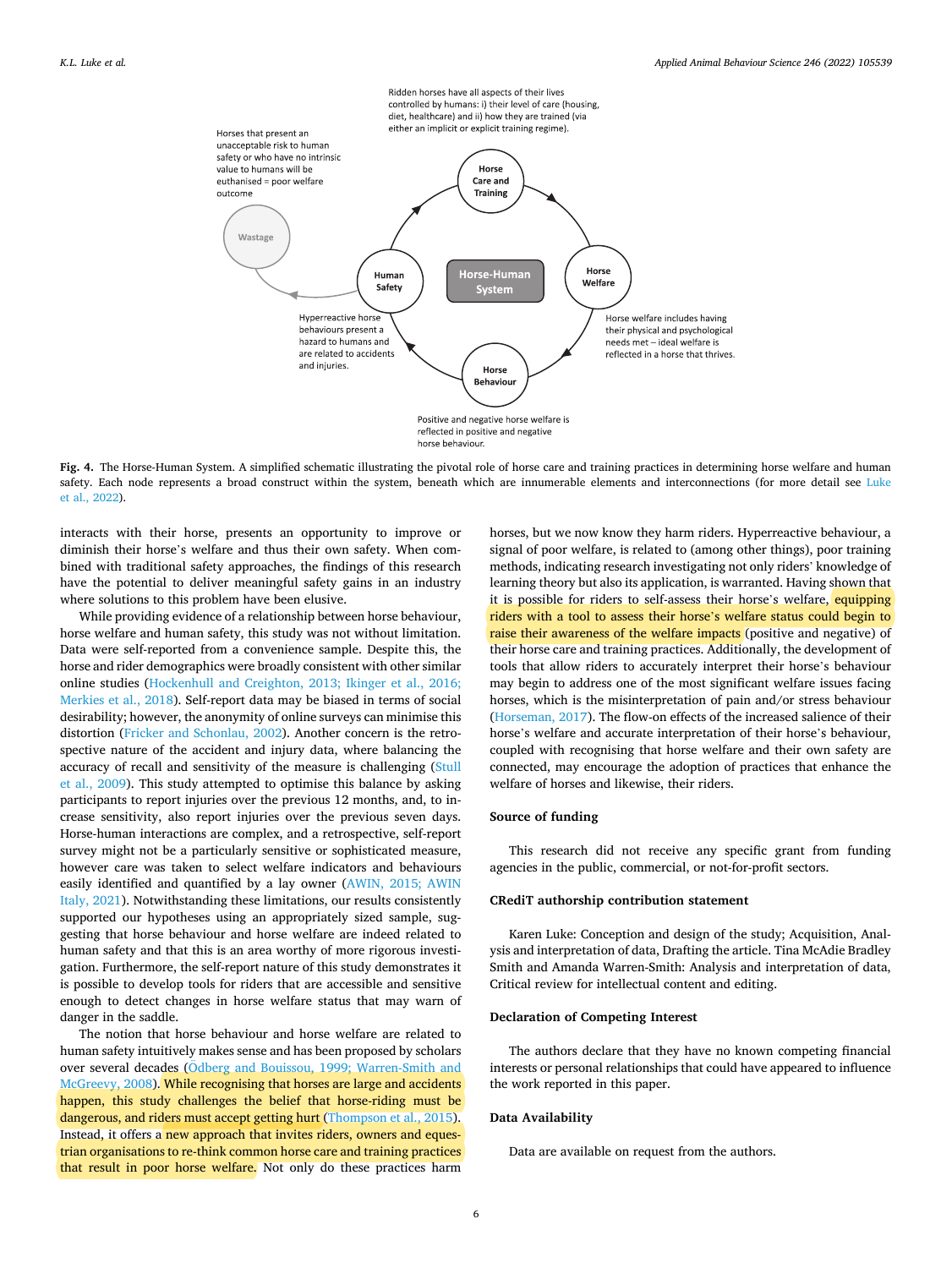Ridden horses have all aspects of their lives controlled by humans: i) their level of care (housing, diet, healthcare) and ii) how they are trained (via either an implicit or explicit training regime).

Horses that present an unacceptable risk to human safety or who have no intrinsic value to humans will be euthanised = poor welfare outcome

Horse welfare includes having their physical and psychological needs met – ideal welfare is reflected in a horse that thrives.

Hyperreactive horse behaviours present a hazard to humans and are related to accidents and injuries.

Positive and negative horse welfare is reflected in positive and negative horse behaviour.

**Fig. 4.** The Horse-Human System. A simplified schematic illustrating the pivotal role of horse care and training practices in determining horse welfare and human safety. Each node represents a broad construct within the system, beneath which are innumerable elements and interconnections (for more detail see Luke et al., 2022).

interacts with their horse, presents an opportunity to improve or diminish their horse's welfare and thus their own safety. When combined with traditional safety approaches, the findings of this research have the potential to deliver meaningful safety gains in an industry where solutions to this problem have been elusive.

While providing evidence of a relationship between horse behaviour, horse welfare and human safety, this study was not without limitation. Data were self-reported from a convenience sample. Despite this, the horse and rider demographics were broadly consistent with other similar online studies (Hockenhull and Creighton, 2013; Ikinger et al., 2016; Merkies et al., 2018). Self-report data may be biased in terms of social desirability; however, the anonymity of online surveys can minimise this distortion (Fricker and Schonlau, 2002). Another concern is the retrospective nature of the accident and injury data, where balancing the accuracy of recall and sensitivity of the measure is challenging (Stull et al., 2009). This study attempted to optimise this balance by asking participants to report injuries over the previous 12 months, and, to increase sensitivity, also report injuries over the previous seven days. Horse-human interactions are complex, and a retrospective, self-report survey might not be a particularly sensitive or sophisticated measure, however care was taken to select welfare indicators and behaviours easily identified and quantified by a lay owner (AWIN, 2015; AWIN Italy, 2021). Notwithstanding these limitations, our results consistently supported our hypotheses using an appropriately sized sample, suggesting that horse behaviour and horse welfare are indeed related to human safety and that this is an area worthy of more rigorous investigation. Furthermore, the self-report nature of this study demonstrates it is possible to develop tools for riders that are accessible and sensitive enough to detect changes in horse welfare status that may warn of danger in the saddle.

The notion that horse behaviour and horse welfare are related to human safety intuitively makes sense and has been proposed by scholars over several decades (Ödberg and Bouissou, 1999; Warren-Smith and McGreevy, 2008). While recognising that horses are large and accidents happen, this study challenges the belief that horse-riding must be dangerous, and riders must accept getting hurt (Thompson et al., 2015). Instead, it offers a new approach that invites riders, owners and equestrian organisations to re-think common horse care and training practices that result in poor horse welfare. Not only do these practices harm horses, but we now know they harm riders. Hyperreactive behaviour, a signal of poor welfare, is related to (among other things), poor training methods, indicating research investigating not only riders' knowledge of learning theory but also its application, is warranted. Having shown that it is possible for riders to self-assess their horse's welfare, equipping riders with a tool to assess their horse's welfare status could begin to raise their awareness of the welfare impacts (positive and negative) of their horse care and training practices. Additionally, the development of tools that allow riders to accurately interpret their horse's behaviour may begin to address one of the most significant welfare issues facing horses, which is the misinterpretation of pain and/or stress behaviour (Horseman, 2017). The flow-on effects of the increased salience of their horse's welfare and accurate interpretation of their horse's behaviour, coupled with recognising that horse welfare and their own safety are connected, may encourage the adoption of practices that enhance the welfare of horses and likewise, their riders.

## Source of funding

This research did not receive any specific grant from funding agencies in the public, commercial, or not-for-profit sectors.

## CRediT authorship contribution statement

Karen Luke: Conception and design of the study; Acquisition, Analysis and interpretation of data, Drafting the article. Tina McAdie Bradley Smith and Amanda Warren-Smith: Analysis and interpretation of data, Critical review for intellectual content and editing.

## Declaration of Competing Interest

The authors declare that they have no known competing financial interests or personal relationships that could have appeared to influence the work reported in this paper.

## Data Availability

Data are available on request from the authors.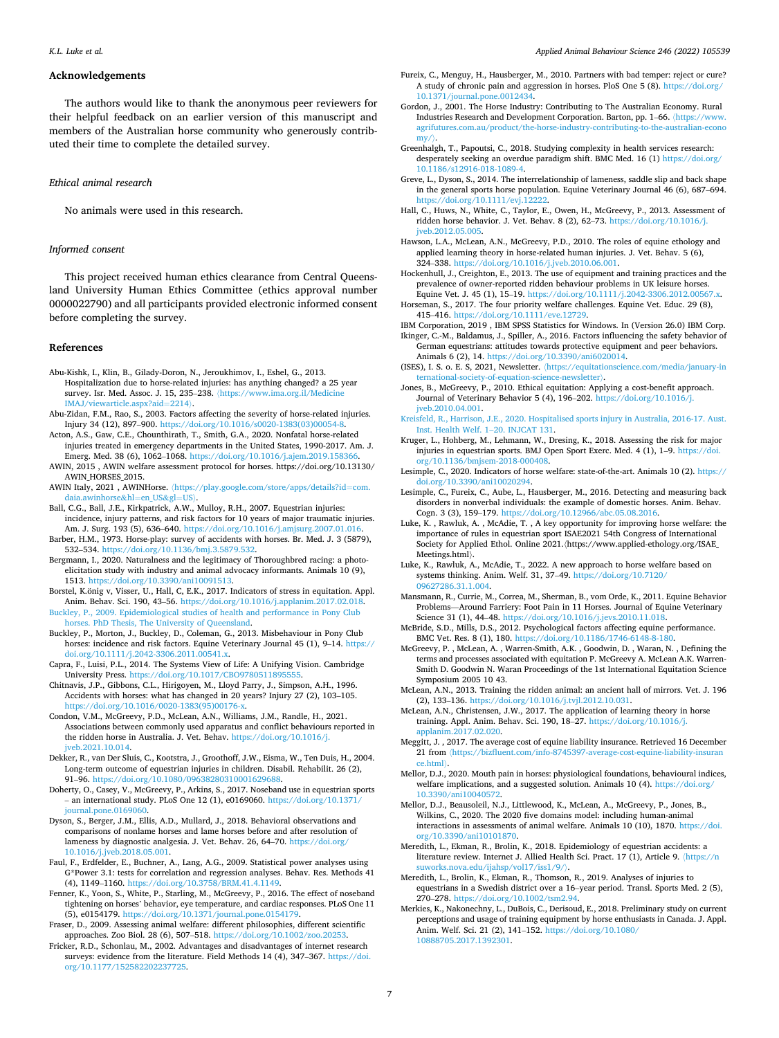## Acknowledgements

The authors would like to thank the anonymous peer reviewers for their helpful feedback on an earlier version of this manuscript and members of the Australian horse community who generously contributed their time to complete the detailed survey.

### Ethical animal research

No animals were used in this research.

### Informed consent

This project received human ethics clearance from Central Queensland University Human Ethics Committee (ethics approval number 0000022790) and all participants provided electronic informed consent before completing the survey.

## References

Abu-Kishk, I., Klin, B., Gilady-Doron, N., Jeroukhimov, I., Eshel, G., 2013. Hospitalization due to horse-related injuries: has anything changed? a 25 year survey. Isr. Med. Assoc. J. 15, 235–238. ⟨https://www.ima.org.il/MedicineIMAJ/viewarticle.aspx?aid=2214⟩.

Abu-Zidan, F.M., Rao, S., 2003. Factors affecting the severity of horse-related injuries. Injury 34 (12), 897–900. https://doi.org/10.1016/s0020-1383(03)00054-8.

Acton, A.S., Gaw, C.E., Chounthirath, T., Smith, G.A., 2020. Nonfatal horse-related injuries treated in emergency departments in the United States, 1990-2017. Am. J. Emerg. Med. 38 (6), 1062–1068. https://doi.org/10.1016/j.ajem.2019.158366.

AWIN, 2015 , AWIN welfare assessment protocol for horses. https://doi.org/10.13130/AWIN_HORSES_2015.

AWIN Italy, 2021 , AWINHorse. ⟨https://play.google.com/store/apps/details?id=com.daia.awinhorse&hl=en_US&gl=US⟩.

Ball, C.G., Ball, J.E., Kirkpatrick, A.W., Mulloy, R.H., 2007. Equestrian injuries: incidence, injury patterns, and risk factors for 10 years of major traumatic injuries. Am. J. Surg. 193 (5), 636–640. https://doi.org/10.1016/j.amjsurg.2007.01.016.

Barber, H.M., 1973. Horse-play: survey of accidents with horses. Br. Med. J. 3 (5879), 532–534. https://doi.org/10.1136/bmj.3.5879.532.

Bergmann, I., 2020. Naturalness and the legitimacy of Thoroughbred racing: a photo-elicitation study with industry and animal advocacy informants. Animals 10 (9), 1513. https://doi.org/10.3390/ani10091513.

Borstel, K.önig v, Visser, U., Hall, C, E.K., 2017. Indicators of stress in equitation. Appl. Anim. Behav. Sci. 190, 43–56. https://doi.org/10.1016/j.applanim.2017.02.018.

Buckley, P., 2009. Epidemiological studies of health and performance in Pony Club horses. PhD Thesis, The University of Queensland.

Buckley, P., Morton, J., Buckley, D., Coleman, G., 2013. Misbehaviour in Pony Club horses: incidence and risk factors. Equine Veterinary Journal 45 (1), 9–14. https://doi.org/10.1111/j.2042-3306.2011.00541.x.

Capra, F., Luisi, P.L., 2014. The Systems View of Life: A Unifying Vision. Cambridge University Press. https://doi.org/10.1017/CBO9780511895555.

Chitnavis, J.P., Gibbons, C.L., Hirigoyen, M., Lloyd Parry, J., Simpson, A.H., 1996. Accidents with horses: what has changed in 20 years? Injury 27 (2), 103–105. https://doi.org/10.1016/0020-1383(95)00176-x.

Condon, V.M., McGreevy, P.D., McLean, A.N., Williams, J.M., Randle, H., 2021. Associations between commonly used apparatus and conflict behaviours reported in the ridden horse in Australia. J. Vet. Behav. https://doi.org/10.1016/j.jveb.2021.10.014.

Dekker, R., van Der Sluis, C., Kootstra, J., Groothoff, J.W., Eisma, W., Ten Duis, H., 2004. Long-term outcome of equestrian injuries in children. Disabil. Rehabilit. 26 (2), 91–96. https://doi.org/10.1080/09638280310001629688.

Doherty, O., Casey, V., McGreevy, P., Arkins, S., 2017. Noseband use in equestrian sports – an international study. PLoS One 12 (1), e0169060. https://doi.org/10.1371/journal.pone.0169060.

Dyson, S., Berger, J.M., Ellis, A.D., Mullard, J., 2018. Behavioral observations and comparisons of nonlame horses and lame horses before and after resolution of lameness by diagnostic analgesia. J. Vet. Behav. 26, 64–70. https://doi.org/10.1016/j.jveb.2018.05.001.

Faul, F., Erdfelder, E., Buchner, A., Lang, A.G., 2009. Statistical power analyses using G*Power 3.1: tests for correlation and regression analyses. Behav. Res. Methods 41 (4), 1149–1160. https://doi.org/10.3758/BRM.41.4.1149.

Fenner, K., Yoon, S., White, P., Starling, M., McGreevy, P., 2016. The effect of noseband tightening on horses' behavior, eye temperature, and cardiac responses. PLoS One 11 (5), e0154179. https://doi.org/10.1371/journal.pone.0154179.

Fraser, D., 2009. Assessing animal welfare: different philosophies, different scientific approaches. Zoo Biol. 28 (6), 507–518. https://doi.org/10.1002/zoo.20253.

Fricker, R.D., Schonlau, M., 2002. Advantages and disadvantages of internet research surveys: evidence from the literature. Field Methods 14 (4), 347–367. https://doi.org/10.1177/152582202237725.

Fureix, C., Menguy, H., Hausberger, M., 2010. Partners with bad temper: reject or cure? A study of chronic pain and aggression in horses. PloS One 5 (8). https://doi.org/10.1371/journal.pone.0012434.

Gordon, J., 2001. The Horse Industry: Contributing to The Australian Economy. Rural Industries Research and Development Corporation. Barton, pp. 1–66. ⟨https://www.agrifutures.com.au/product/the-horse-industry-contributing-to-the-australian-economy/⟩.

Greenhalgh, T., Papoutsi, C., 2018. Studying complexity in health services research: desperately seeking an overdue paradigm shift. BMC Med. 16 (1) https://doi.org/10.1186/s12916-018-1089-4.

Greve, L., Dyson, S., 2014. The interrelationship of lameness, saddle slip and back shape in the general sports horse population. Equine Veterinary Journal 46 (6), 687–694. https://doi.org/10.1111/evj.12222.

Hall, C., Huws, N., White, C., Taylor, E., Owen, H., McGreevy, P., 2013. Assessment of ridden horse behavior. J. Vet. Behav. 8 (2), 62–73. https://doi.org/10.1016/j.jveb.2012.05.005.

Hawson, L.A., McLean, A.N., McGreevy, P.D., 2010. The roles of equine ethology and applied learning theory in horse-related human injuries. J. Vet. Behav. 5 (6), 324–338. https://doi.org/10.1016/j.jveb.2010.06.001.

Hockenhull, J., Creighton, E., 2013. The use of equipment and training practices and the prevalence of owner-reported ridden behaviour problems in UK leisure horses. Equine Vet. J. 45 (1), 15–19. https://doi.org/10.1111/j.2042-3306.2012.00567.x.

Horseman, S., 2017. The four priority welfare challenges. Equine Vet. Educ. 29 (8), 415–416. https://doi.org/10.1111/eve.12729.

IBM Corporation, 2019 , IBM SPSS Statistics for Windows. In (Version 26.0) IBM Corp.

Ikinger, C.-M., Baldamus, J., Spiller, A., 2016. Factors influencing the safety behavior of German equestrians: attitudes towards protective equipment and peer behaviors. Animals 6 (2), 14. https://doi.org/10.3390/ani6020014.

(ISES), I. S. o. E. S, 2021, Newsletter. ⟨https://equitationscience.com/media/january-international-society-of-equation-science-newsletter⟩.

Jones, B., McGreevy, P., 2010. Ethical equitation: Applying a cost-benefit approach. Journal of Veterinary Behavior 5 (4), 196–202. https://doi.org/10.1016/j.jveb.2010.04.001.

Kreisfeld, R., Harrison, J.E., 2020. Hospitalised sports injury in Australia, 2016-17. Aust. Inst. Health Welf. 1–20. INJCAT 131.

Kruger, L., Hohberg, M., Lehmann, W., Dresing, K., 2018. Assessing the risk for major injuries in equestrian sports. BMJ Open Sport Exerc. Med. 4 (1), 1–9. https://doi.org/10.1136/bmjsem-2018-000408.

Lesimple, C., 2020. Indicators of horse welfare: state-of-the-art. Animals 10 (2). https://doi.org/10.3390/ani10020294.

Lesimple, C., Fureix, C., Aube, L., Hausberger, M., 2016. Detecting and measuring back disorders in nonverbal individuals: the example of domestic horses. Anim. Behav. Cogn. 3 (3), 159–179. https://doi.org/10.12966/abc.05.08.2016.

Luke, K. , Rawluk, A. , McAdie, T. , A key opportunity for improving horse welfare: the importance of rules in equestrian sport ISAE2021 54th Congress of International Society for Applied Ethol. Online 2021.⟨https://www.applied-ethology.org/ISAE_Meetings.html⟩.

Luke, K., Rawluk, A., McAdie, T., 2022. A new approach to horse welfare based on systems thinking. Anim. Welf. 31, 37–49. https://doi.org/10.7120/09627286.31.1.004.

Mansmann, R., Currie, M., Correa, M., Sherman, B., vom Orde, K., 2011. Equine Behavior Problems—Around Farriery: Foot Pain in 11 Horses. Journal of Equine Veterinary Science 31 (1), 44–48. https://doi.org/10.1016/j.jevs.2010.11.018.

McBride, S.D., Mills, D.S., 2012. Psychological factors affecting equine performance. BMC Vet. Res. 8 (1), 180. https://doi.org/10.1186/1746-6148-8-180.

McGreevy, P. , McLean, A. , Warren-Smith, A.K. , Goodwin, D. , Waran, N. , Defining the terms and processes associated with equitation P. McGreevy A. McLean A.K. Warren-Smith D. Goodwin N. Waran Proceedings of the 1st International Equitation Science Symposium 2005 10 43.

McLean, A.N., 2013. Training the ridden animal: an ancient hall of mirrors. Vet. J. 196 (2), 133–136. https://doi.org/10.1016/j.tvjl.2012.10.031.

McLean, A.N., Christensen, J.W., 2017. The application of learning theory in horse training. Appl. Anim. Behav. Sci. 190, 18–27. https://doi.org/10.1016/j.applanim.2017.02.020.

Meggitt, J. , 2017. The average cost of equine liability insurance. Retrieved 16 December 21 from ⟨https://bizfluent.com/info-8745397-average-cost-equine-liability-insurance.html⟩.

Mellor, D.J., 2020. Mouth pain in horses: physiological foundations, behavioural indices, welfare implications, and a suggested solution. Animals 10 (4). https://doi.org/10.3390/ani10040572.

Mellor, D.J., Beausoleil, N.J., Littlewood, K., McLean, A., McGreevy, P., Jones, B., Wilkins, C., 2020. The 2020 five domains model: including human-animal interactions in assessments of animal welfare. Animals 10 (10), 1870. https://doi.org/10.3390/ani10101870.

Meredith, L., Ekman, R., Brolin, K., 2018. Epidemiology of equestrian accidents: a literature review. Internet J. Allied Health Sci. Pract. 17 (1), Article 9. ⟨https://nsuworks.nova.edu/ijahsp/vol17/iss1/9/⟩.

Meredith, L., Brolin, K., Ekman, R., Thomson, R., 2019. Analyses of injuries to equestrians in a Swedish district over a 16–year period. Transl. Sports Med. 2 (5), 270–278. https://doi.org/10.1002/tsm2.94.

Merkies, K., Nakonechny, L., DuBois, C., Derisoud, E., 2018. Preliminary study on current perceptions and usage of training equipment by horse enthusiasts in Canada. J. Appl. Anim. Welf. Sci. 21 (2), 141–152. https://doi.org/10.1080/10888705.2017.1392301.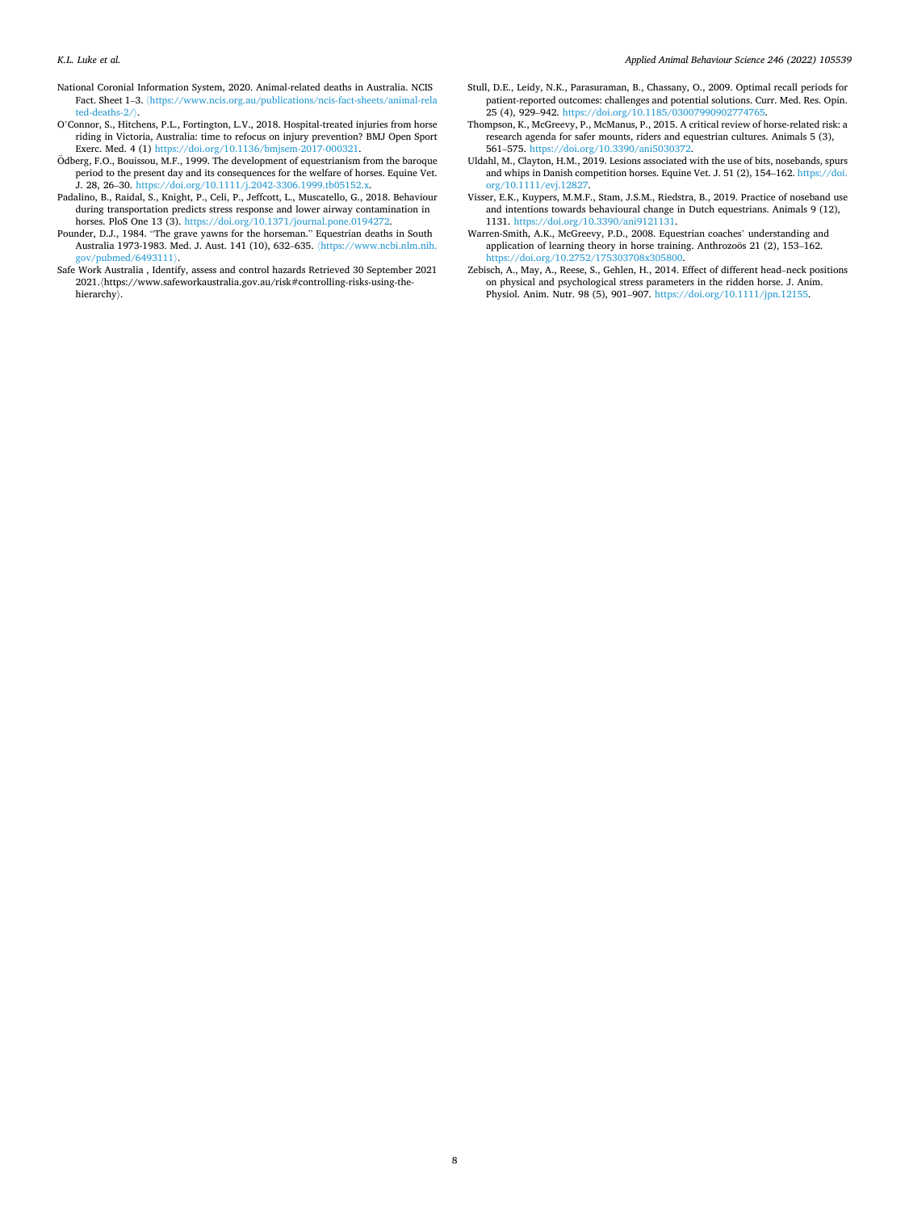National Coronial Information System, 2020. Animal-related deaths in Australia. NCIS Fact. Sheet 1–3. ⟨https://www.ncis.org.au/publications/ncis-fact-sheets/animal-related-deaths-2/⟩.

O'Connor, S., Hitchens, P.L., Fortington, L.V., 2018. Hospital-treated injuries from horse riding in Victoria, Australia: time to refocus on injury prevention? BMJ Open Sport Exerc. Med. 4 (1) https://doi.org/10.1136/bmjsem-2017-000321.

Ödberg, F.O., Bouissou, M.F., 1999. The development of equestrianism from the baroque period to the present day and its consequences for the welfare of horses. Equine Vet. J. 28, 26–30. https://doi.org/10.1111/j.2042-3306.1999.tb05152.x.

Padalino, B., Raidal, S., Knight, P., Celi, P., Jeffcott, L., Muscatello, G., 2018. Behaviour during transportation predicts stress response and lower airway contamination in horses. PloS One 13 (3). https://doi.org/10.1371/journal.pone.0194272.

Pounder, D.J., 1984. "The grave yawns for the horseman." Equestrian deaths in South Australia 1973-1983. Med. J. Aust. 141 (10), 632–635. ⟨https://www.ncbi.nlm.nih.gov/pubmed/6493111⟩.

Safe Work Australia , Identify, assess and control hazards Retrieved 30 September 2021 2021.⟨https://www.safeworkaustralia.gov.au/risk#controlling-risks-using-the-hierarchy⟩.

Stull, D.E., Leidy, N.K., Parasuraman, B., Chassany, O., 2009. Optimal recall periods for patient-reported outcomes: challenges and potential solutions. Curr. Med. Res. Opin. 25 (4), 929–942. https://doi.org/10.1185/03007990902774765.

Thompson, K., McGreevy, P., McManus, P., 2015. A critical review of horse-related risk: a research agenda for safer mounts, riders and equestrian cultures. Animals 5 (3), 561–575. https://doi.org/10.3390/ani5030372.

Uldahl, M., Clayton, H.M., 2019. Lesions associated with the use of bits, nosebands, spurs and whips in Danish competition horses. Equine Vet. J. 51 (2), 154–162. https://doi.org/10.1111/evj.12827.

Visser, E.K., Kuypers, M.M.F., Stam, J.S.M., Riedstra, B., 2019. Practice of noseband use and intentions towards behavioural change in Dutch equestrians. Animals 9 (12), 1131. https://doi.org/10.3390/ani9121131.

Warren-Smith, A.K., McGreevy, P.D., 2008. Equestrian coaches' understanding and application of learning theory in horse training. Anthrozoös 21 (2), 153–162. https://doi.org/10.2752/175303708x305800.

Zebisch, A., May, A., Reese, S., Gehlen, H., 2014. Effect of different head–neck positions on physical and psychological stress parameters in the ridden horse. J. Anim. Physiol. Anim. Nutr. 98 (5), 901–907. https://doi.org/10.1111/jpn.12155.